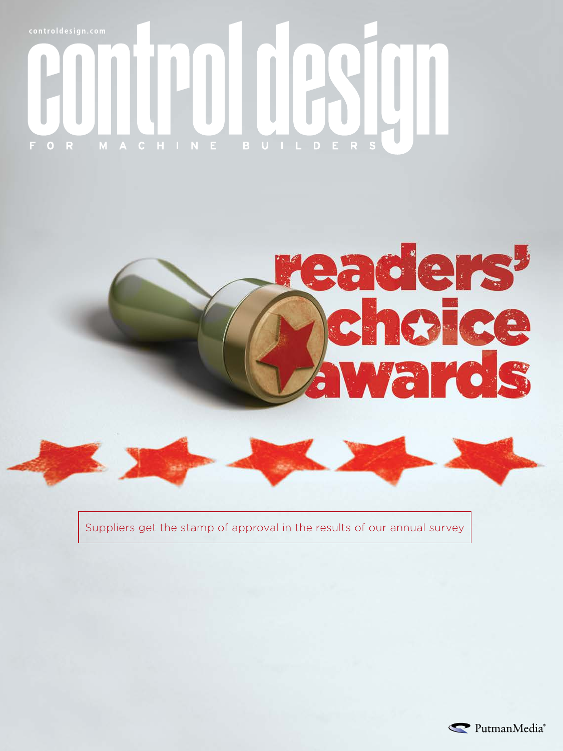controldesign.com

# control design

FOR MACHINE BUILDERS

# readers' choice awards

Suppliers get the stamp of approval in the results of our annual survey

PutmanMedia®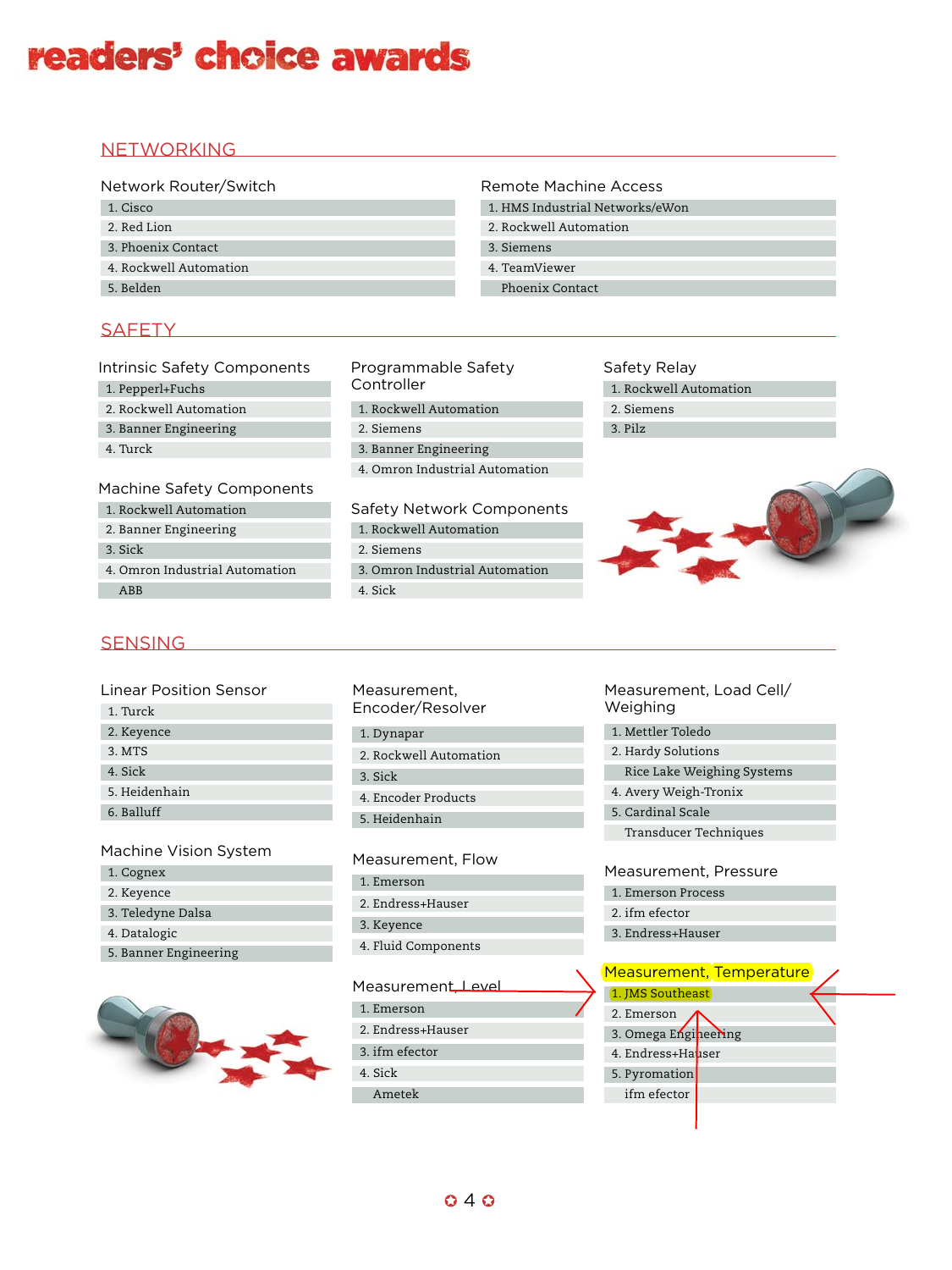# readers' choice awards

## NETWORKING

### Network Router/Switch

1. Cisco
2. Red Lion
3. Phoenix Contact
4. Rockwell Automation
5. Belden

### Remote Machine Access

1. HMS Industrial Networks/eWon
2. Rockwell Automation
3. Siemens
4. TeamViewer
   Phoenix Contact

## SAFETY

### Intrinsic Safety Components

1. Pepperl+Fuchs
2. Rockwell Automation
3. Banner Engineering
4. Turck

### Machine Safety Components

1. Rockwell Automation
2. Banner Engineering
3. Sick
4. Omron Industrial Automation
   ABB

### Programmable Safety Controller

1. Rockwell Automation
2. Siemens
3. Banner Engineering
4. Omron Industrial Automation

### Safety Network Components

1. Rockwell Automation
2. Siemens
3. Omron Industrial Automation
4. Sick

### Safety Relay

1. Rockwell Automation
2. Siemens
3. Pilz

## SENSING

### Linear Position Sensor

1. Turck
2. Keyence
3. MTS
4. Sick
5. Heidenhain
6. Balluff

### Machine Vision System

1. Cognex
2. Keyence
3. Teledyne Dalsa
4. Datalogic
5. Banner Engineering

### Measurement, Encoder/Resolver

1. Dynapar
2. Rockwell Automation
3. Sick
4. Encoder Products
5. Heidenhain

### Measurement, Flow

1. Emerson
2. Endress+Hauser
3. Keyence
4. Fluid Components

### Measurement, Level

1. Emerson
2. Endress+Hauser
3. ifm efector
4. Sick
   Ametek

### Measurement, Load Cell/ Weighing

1. Mettler Toledo
2. Hardy Solutions
   Rice Lake Weighing Systems
4. Avery Weigh-Tronix
5. Cardinal Scale
   Transducer Techniques

### Measurement, Pressure

1. Emerson Process
2. ifm efector
3. Endress+Hauser

### Measurement, Temperature

1. JMS Southeast
2. Emerson
3. Omega Engineering
4. Endress+Hauser
5. Pyromation
   ifm efector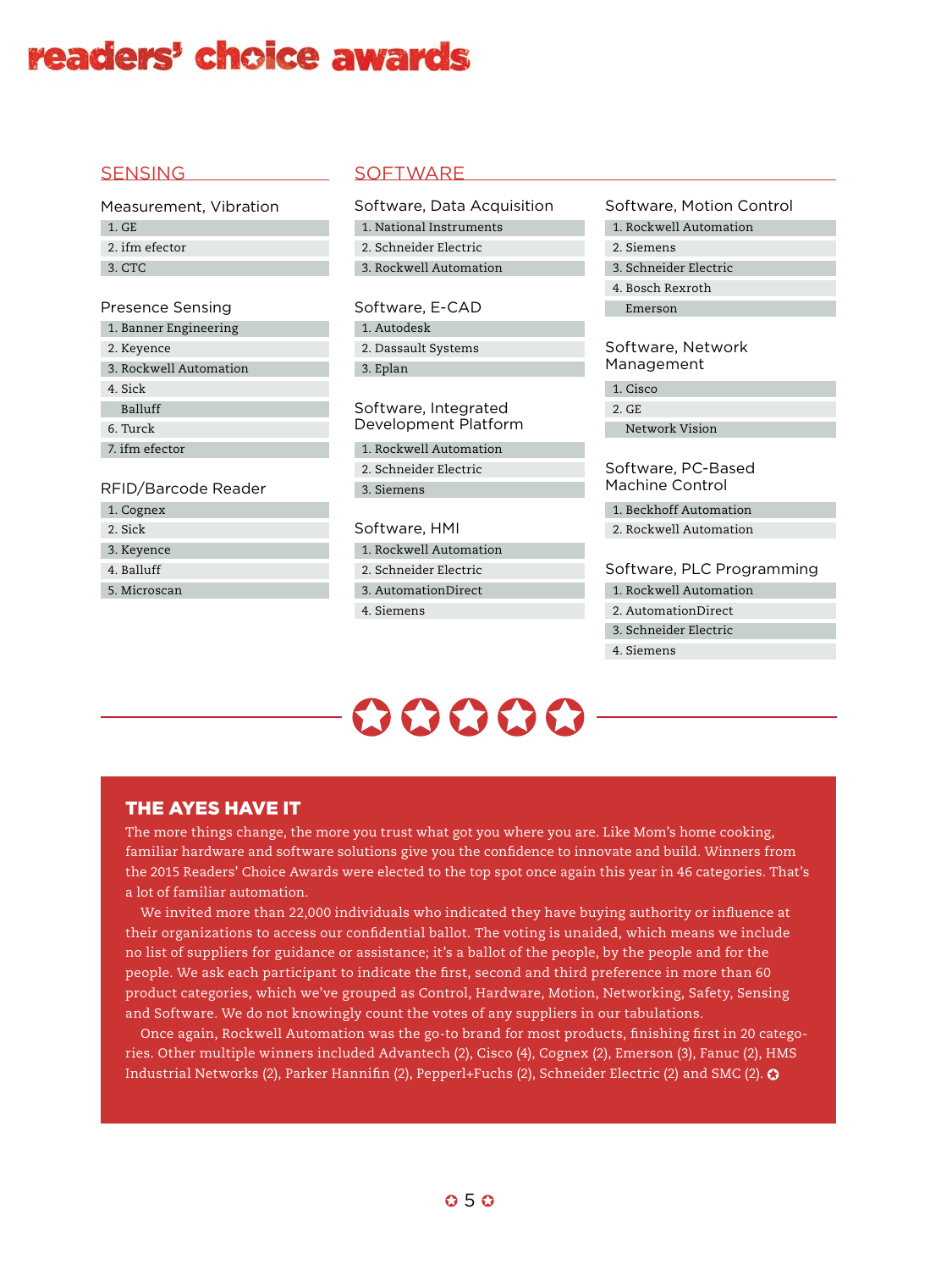# readers' choice awards

## SENSING

### Measurement, Vibration

1. GE
2. ifm efector
3. CTC

### Presence Sensing

1. Banner Engineering
2. Keyence
3. Rockwell Automation
4. Sick
   Balluff
6. Turck
7. ifm efector

### RFID/Barcode Reader

1. Cognex
2. Sick
3. Keyence
4. Balluff
5. Microscan

## SOFTWARE

### Software, Data Acquisition

1. National Instruments
2. Schneider Electric
3. Rockwell Automation

### Software, E-CAD

1. Autodesk
2. Dassault Systems
3. Eplan

### Software, Integrated Development Platform

1. Rockwell Automation
2. Schneider Electric
3. Siemens

### Software, HMI

1. Rockwell Automation
2. Schneider Electric
3. AutomationDirect
4. Siemens

### Software, Motion Control

1. Rockwell Automation
2. Siemens
3. Schneider Electric
4. Bosch Rexroth
   Emerson

### Software, Network Management

1. Cisco
2. GE
   Network Vision

### Software, PC-Based Machine Control

1. Beckhoff Automation
2. Rockwell Automation

### Software, PLC Programming

1. Rockwell Automation
2. AutomationDirect
3. Schneider Electric
4. Siemens

## THE AYES HAVE IT

The more things change, the more you trust what got you where you are. Like Mom's home cooking, familiar hardware and software solutions give you the confidence to innovate and build. Winners from the 2015 Readers' Choice Awards were elected to the top spot once again this year in 46 categories. That's a lot of familiar automation.

We invited more than 22,000 individuals who indicated they have buying authority or influence at their organizations to access our confidential ballot. The voting is unaided, which means we include no list of suppliers for guidance or assistance; it's a ballot of the people, by the people and for the people. We ask each participant to indicate the first, second and third preference in more than 60 product categories, which we've grouped as Control, Hardware, Motion, Networking, Safety, Sensing and Software. We do not knowingly count the votes of any suppliers in our tabulations.

Once again, Rockwell Automation was the go-to brand for most products, finishing first in 20 categories. Other multiple winners included Advantech (2), Cisco (4), Cognex (2), Emerson (3), Fanuc (2), HMS Industrial Networks (2), Parker Hannifin (2), Pepperl+Fuchs (2), Schneider Electric (2) and SMC (2).